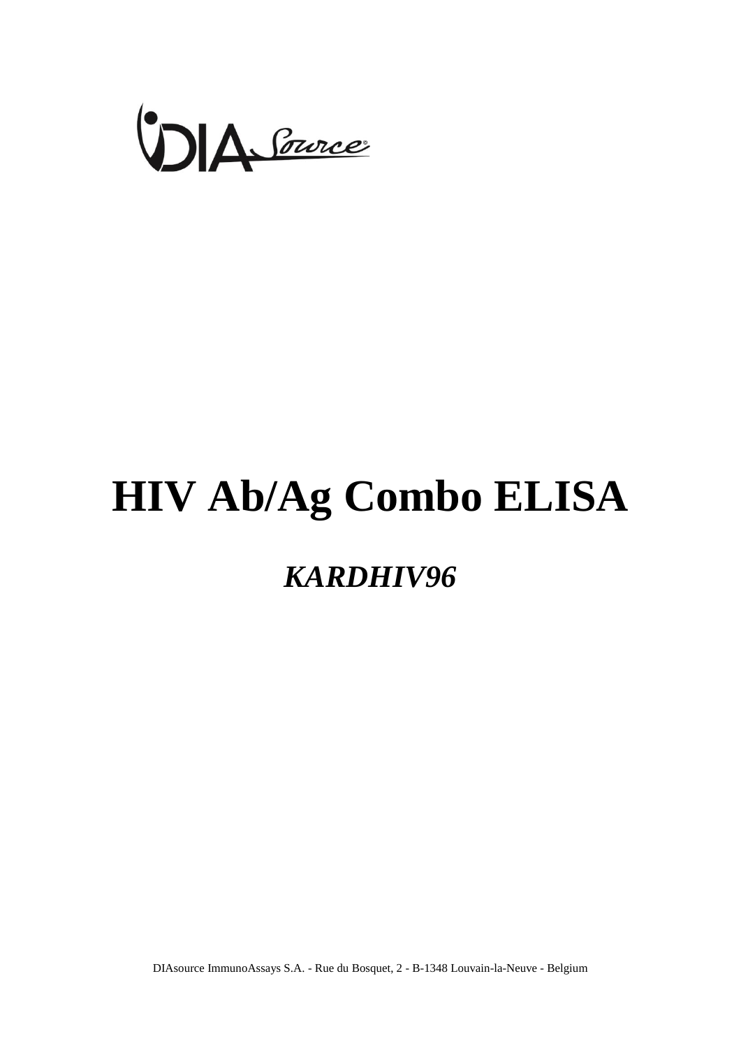DIA Source

# HIV Ab/Ag Combo ELISA

## *KARDHIV96*

DIAsource ImmunoAssays S.A. - Rue du Bosquet, 2 - B-1348 Louvain-la-Neuve - Belgium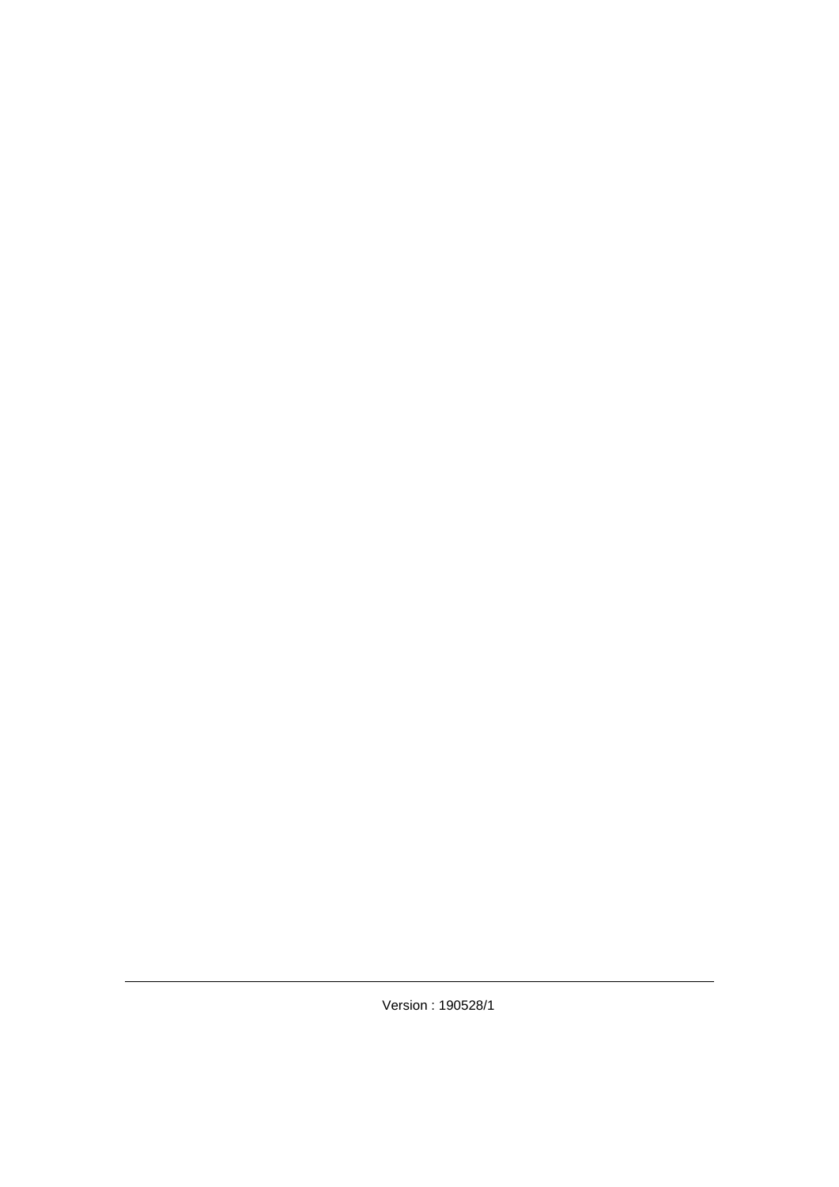Version : 190528/1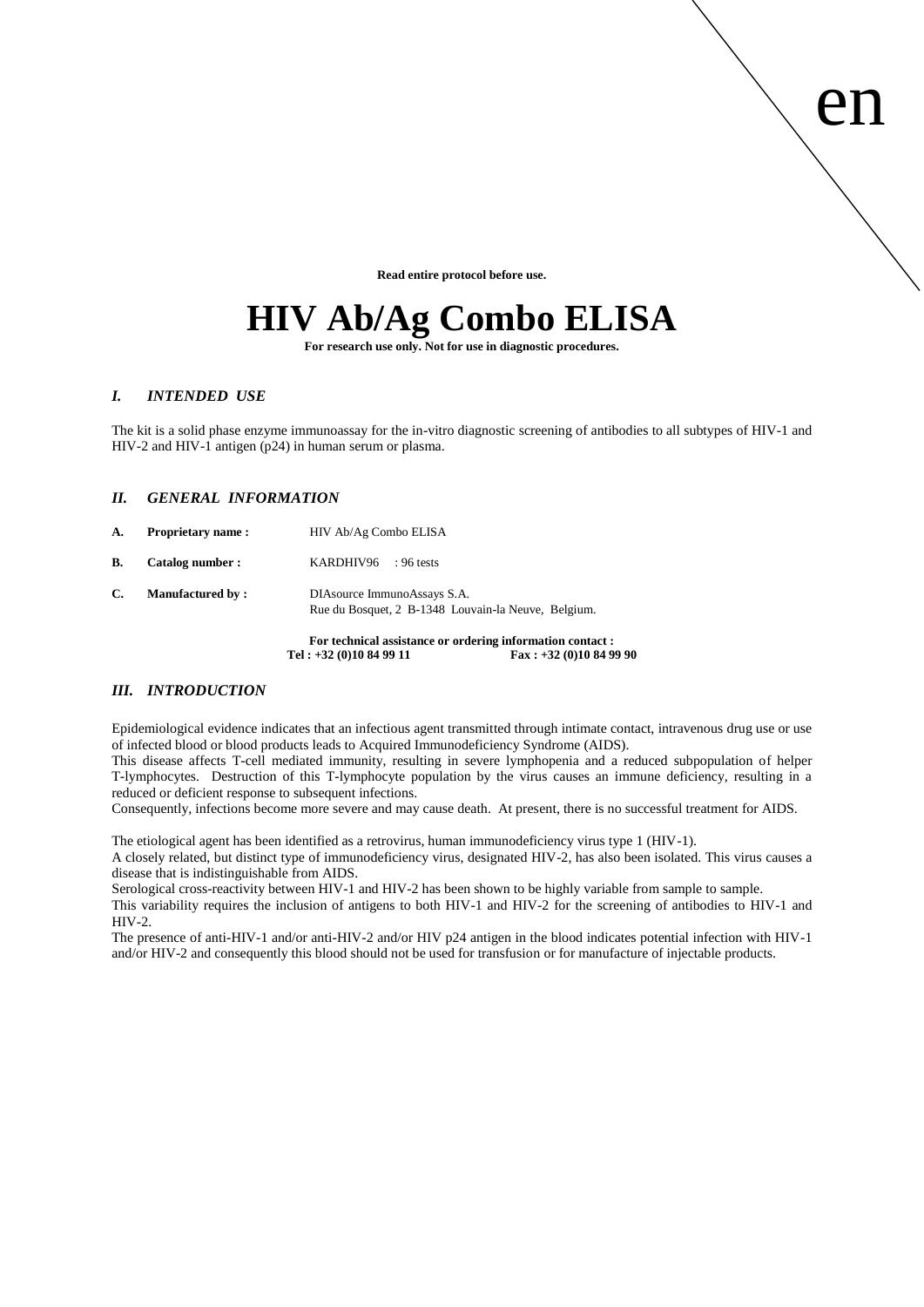en

**Read entire protocol before use.**

# HIV Ab/Ag Combo ELISA

**For research use only. Not for use in diagnostic procedures.**

## *I. INTENDED USE*

The kit is a solid phase enzyme immunoassay for the in-vitro diagnostic screening of antibodies to all subtypes of HIV-1 and HIV-2 and HIV-1 antigen (p24) in human serum or plasma.

## *II. GENERAL INFORMATION*

**A. Proprietary name :** HIV Ab/Ag Combo ELISA

**B. Catalog number :** KARDHIV96 : 96 tests

**C. Manufactured by :** DIAsource ImmunoAssays S.A.
Rue du Bosquet, 2 B-1348 Louvain-la Neuve, Belgium.

**For technical assistance or ordering information contact :**
**Tel : +32 (0)10 84 99 11 Fax : +32 (0)10 84 99 90**

## *III. INTRODUCTION*

Epidemiological evidence indicates that an infectious agent transmitted through intimate contact, intravenous drug use or use of infected blood or blood products leads to Acquired Immunodeficiency Syndrome (AIDS).
This disease affects T-cell mediated immunity, resulting in severe lymphopenia and a reduced subpopulation of helper T-lymphocytes. Destruction of this T-lymphocyte population by the virus causes an immune deficiency, resulting in a reduced or deficient response to subsequent infections.
Consequently, infections become more severe and may cause death. At present, there is no successful treatment for AIDS.

The etiological agent has been identified as a retrovirus, human immunodeficiency virus type 1 (HIV-1).
A closely related, but distinct type of immunodeficiency virus, designated HIV-2, has also been isolated. This virus causes a disease that is indistinguishable from AIDS.
Serological cross-reactivity between HIV-1 and HIV-2 has been shown to be highly variable from sample to sample.
This variability requires the inclusion of antigens to both HIV-1 and HIV-2 for the screening of antibodies to HIV-1 and HIV-2.
The presence of anti-HIV-1 and/or anti-HIV-2 and/or HIV p24 antigen in the blood indicates potential infection with HIV-1 and/or HIV-2 and consequently this blood should not be used for transfusion or for manufacture of injectable products.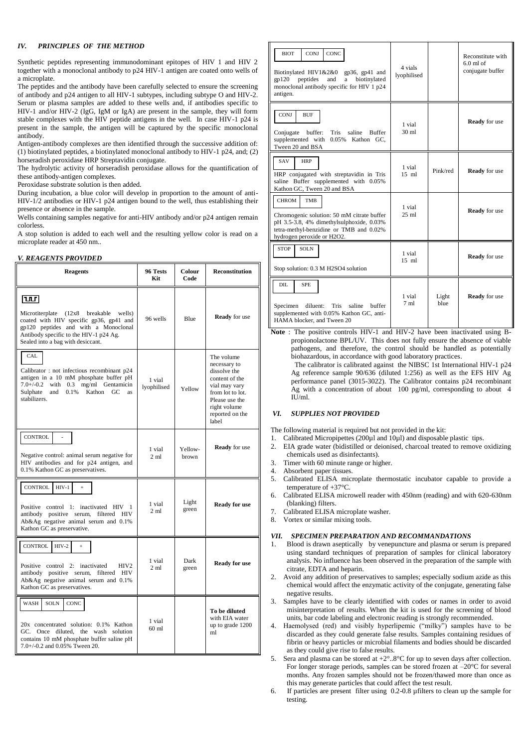### *IV. PRINCIPLES OF THE METHOD*

Synthetic peptides representing immunodominant epitopes of HIV 1 and HIV 2 together with a monoclonal antibody to p24 HIV-1 antigen are coated onto wells of a microplate.

The peptides and the antibody have been carefully selected to ensure the screening of antibody and p24 antigen to all HIV-1 subtypes, including subtype O and HIV-2. Serum or plasma samples are added to these wells and, if antibodies specific to HIV-1 and/or HIV-2 (IgG, IgM or IgA) are present in the sample, they will form stable complexes with the HIV peptide antigens in the well. In case HIV-1 p24 is present in the sample, the antigen will be captured by the specific monoclonal antibody.

Antigen-antibody complexes are then identified through the successive addition of: (1) biotinylated peptides, a biotinylated monoclonal antibody to HIV-1 p24, and; (2) horseradish peroxidase HRP Streptavidin conjugate.

The hydrolytic activity of horseradish peroxidase allows for the quantification of these antibody-antigen complexes.

Peroxidase substrate solution is then added.

During incubation, a blue color will develop in proportion to the amount of anti-HIV-1/2 antibodies or HIV-1 p24 antigen bound to the well, thus establishing their presence or absence in the sample.

Wells containing samples negative for anti-HIV antibody and/or p24 antigen remain colorless.

A stop solution is added to each well and the resulting yellow color is read on a microplate reader at 450 nm..

### *V. REAGENTS PROVIDED*

| Reagents | 96 Tests Kit | Colour Code | Reconstitution |
|---|---|---|---|
| [MICROPLATE] Microtiterplate (12x8 breakable wells) coated with HIV specific gp36, gp41 and gp120 peptides and with a Monoclonal Antibody specific to the HIV-1 p24 Ag. Sealed into a bag with desiccant. | 96 wells | Blue | **Ready** for use |
| CAL — Calibrator : not infectious recombinant p24 antigen in a 10 mM phosphate buffer pH 7.0+/-0.2 with 0.3 mg/ml Gentamicin Sulphate and 0.1% Kathon GC as stabilizers. | 1 vial lyophilised | Yellow | The volume necessary to dissolve the content of the vial may vary from lot to lot. Please use the right volume reported on the label |
| CONTROL - — Negative control: animal serum negative for HIV antibodies and for p24 antigen, and 0.1% Kathon GC as preservatives. | 1 vial 2 ml | Yellow-brown | **Ready** for use |
| CONTROL HIV-1 + — Positive control 1: inactivated HIV 1 antibody positive serum, filtered HIV Ab&Ag negative animal serum and 0.1% Kathon GC as preservative. | 1 vial 2 ml | Light green | **Ready for use** |
| CONTROL HIV-2 + — Positive control 2: inactivated HIV2 antibody positive serum, filtered HIV Ab&Ag negative animal serum and 0.1% Kathon GC as preservatives. | 1 vial 2 ml | Dark green | **Ready for use** |
| WASH SOLN CONC — 20x concentrated solution: 0.1% Kathon GC. Once diluted, the wash solution contains 10 mM phosphate buffer saline pH 7.0+/-0.2 and 0.05% Tween 20. | 1 vial 60 ml | | **To be diluted** with EIA water up to grade 1200 ml |
| BIOT CONJ CONC — Biotinylated HIV1&2&0 gp36, gp41 and gp120 peptides and a biotinylated monoclonal antibody specific for HIV 1 p24 antigen. | 4 vials lyophilised | | Reconstitute with 6.0 ml of conjugate buffer |
| CONJ BUF — Conjugate buffer: Tris saline Buffer supplemented with 0.05% Kathon GC, Tween 20 and BSA | 1 vial 30 ml | | **Ready** for use |
| SAV HRP — HRP conjugated with streptavidin in Tris saline Buffer supplemented with 0.05% Kathon GC, Tween 20 and BSA | 1 vial 15 ml | Pink/red | **Ready** for use |
| CHROM TMB — Chromogenic solution: 50 mM citrate buffer pH 3.5-3.8, 4% dimethylsulphoxide, 0.03% tetra-methyl-benzidine or TMB and 0.02% hydrogen peroxide or $H_2O_2$. | 1 vial 25 ml | | **Ready** for use |
| STOP SOLN — Stop solution: 0.3 M $H_2SO_4$ solution | 1 vial 15 ml | | **Ready** for use |
| DIL SPE — Specimen diluent: Tris saline buffer supplemented with 0.05% Kathon GC, anti-HAMA blocker, and Tween 20 | 1 vial 7 ml | Light blue | **Ready** for use |

**Note** : The positive controls HIV-1 and HIV-2 have been inactivated using B-propionolactone BPL/UV. This does not fully ensure the absence of viable pathogens, and therefore, the control should be handled as potentially biohazardous, in accordance with good laboratory practices.

The calibrator is calibrated against the NIBSC 1st International HIV-1 p24 Ag reference sample 90/636 (diluted 1:256) as well as the EFS HIV Ag performance panel (3015-3022). The Calibrator contains p24 recombinant Ag with a concentration of about 100 pg/ml, corresponding to about 4 IU/ml.

### *VI. SUPPLIES NOT PROVIDED*

The following material is required but not provided in the kit:

1. Calibrated Micropipettes (200µl and 10µl) and disposable plastic tips.
2. EIA grade water (bidistilled or deionised, charcoal treated to remove oxidizing chemicals used as disinfectants).
3. Timer with 60 minute range or higher.
4. Absorbent paper tissues.
5. Calibrated ELISA microplate thermostatic incubator capable to provide a temperature of +37°C.
6. Calibrated ELISA microwell reader with 450nm (reading) and with 620-630nm (blanking) filters.
7. Calibrated ELISA microplate washer.
8. Vortex or similar mixing tools.

### *VII. SPECIMEN PREPARATION AND RECOMMANDATIONS*

1. Blood is drawn aseptically by venepuncture and plasma or serum is prepared using standard techniques of preparation of samples for clinical laboratory analysis. No influence has been observed in the preparation of the sample with citrate, EDTA and heparin.
2. Avoid any addition of preservatives to samples; especially sodium azide as this chemical would affect the enzymatic activity of the conjugate, generating false negative results.
3. Samples have to be clearly identified with codes or names in order to avoid misinterpretation of results. When the kit is used for the screening of blood units, bar code labeling and electronic reading is strongly recommended.
4. Haemolysed (red) and visibly hyperlipemic ("milky") samples have to be discarded as they could generate false results. Samples containing residues of fibrin or heavy particles or microbial filaments and bodies should be discarded as they could give rise to false results.
5. Sera and plasma can be stored at +2°..8°C for up to seven days after collection. For longer storage periods, samples can be stored frozen at –20°C for several months. Any frozen samples should not be frozen/thawed more than once as this may generate particles that could affect the test result.
6. If particles are present filter using 0.2-0.8 µfilters to clean up the sample for testing.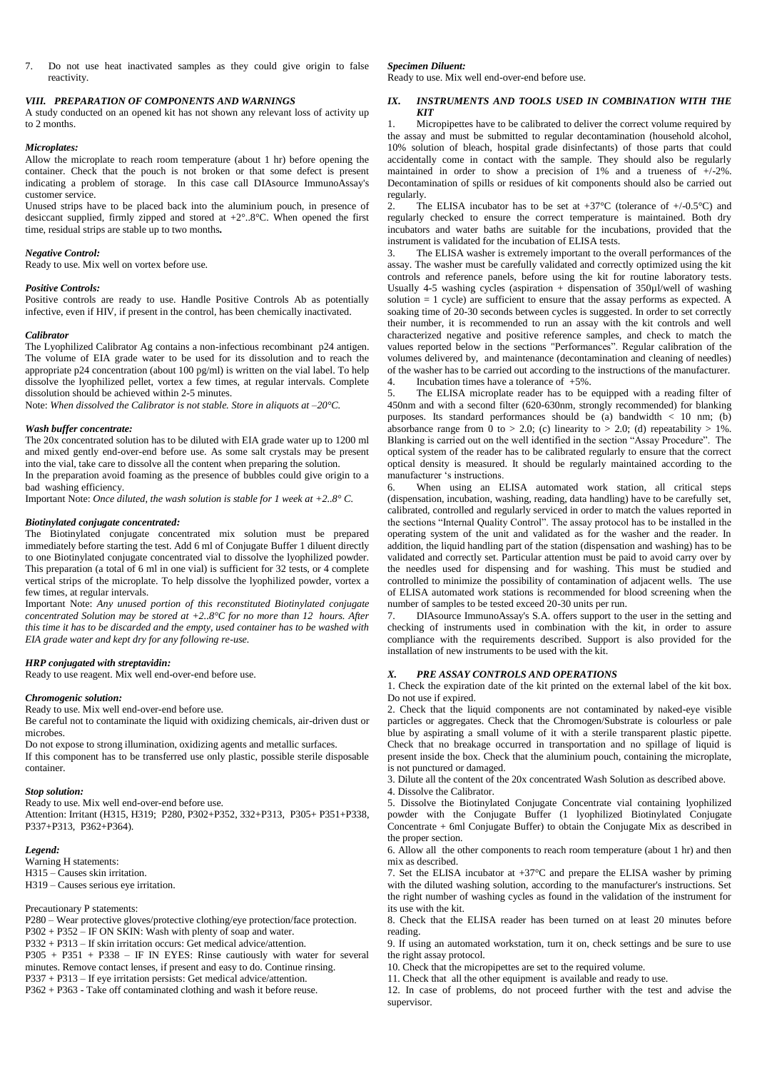7. Do not use heat inactivated samples as they could give origin to false reactivity.

### *VIII. PREPARATION OF COMPONENTS AND WARNINGS*

A study conducted on an opened kit has not shown any relevant loss of activity up to 2 months.

#### *Microplates:*

Allow the microplate to reach room temperature (about 1 hr) before opening the container. Check that the pouch is not broken or that some defect is present indicating a problem of storage. In this case call DIAsource ImmunoAssay's customer service.

Unused strips have to be placed back into the aluminium pouch, in presence of desiccant supplied, firmly zipped and stored at +2°..8°C. When opened the first time, residual strips are stable up to two months**.**

#### *Negative Control:*

Ready to use. Mix well on vortex before use.

#### *Positive Controls:*

Positive controls are ready to use. Handle Positive Controls Ab as potentially infective, even if HIV, if present in the control, has been chemically inactivated.

#### *Calibrator*

The Lyophilized Calibrator Ag contains a non-infectious recombinant p24 antigen. The volume of EIA grade water to be used for its dissolution and to reach the appropriate p24 concentration (about 100 pg/ml) is written on the vial label. To help dissolve the lyophilized pellet, vortex a few times, at regular intervals. Complete dissolution should be achieved within 2-5 minutes.

Note: *When dissolved the Calibrator is not stable. Store in aliquots at –20°C.*

#### *Wash buffer concentrate:*

The 20x concentrated solution has to be diluted with EIA grade water up to 1200 ml and mixed gently end-over-end before use. As some salt crystals may be present into the vial, take care to dissolve all the content when preparing the solution.

In the preparation avoid foaming as the presence of bubbles could give origin to a bad washing efficiency.

Important Note: *Once diluted, the wash solution is stable for 1 week at +2..8° C.*

#### *Biotinylated conjugate concentrated:*

The Biotinylated conjugate concentrated mix solution must be prepared immediately before starting the test. Add 6 ml of Conjugate Buffer 1 diluent directly to one Biotinylated conjugate concentrated vial to dissolve the lyophilized powder. This preparation (a total of 6 ml in one vial) is sufficient for 32 tests, or 4 complete vertical strips of the microplate. To help dissolve the lyophilized powder, vortex a few times, at regular intervals.

Important Note: *Any unused portion of this reconstituted Biotinylated conjugate concentrated Solution may be stored at +2..8°C for no more than 12 hours. After this time it has to be discarded and the empty, used container has to be washed with EIA grade water and kept dry for any following re-use.*

#### *HRP conjugated with streptavidin:*

Ready to use reagent. Mix well end-over-end before use.

#### *Chromogenic solution:*

Ready to use. Mix well end-over-end before use.

Be careful not to contaminate the liquid with oxidizing chemicals, air-driven dust or microbes.

Do not expose to strong illumination, oxidizing agents and metallic surfaces.

If this component has to be transferred use only plastic, possible sterile disposable container.

#### *Stop solution:*

Ready to use. Mix well end-over-end before use.

Attention: Irritant (H315, H319; P280, P302+P352, 332+P313, P305+ P351+P338, P337+P313, P362+P364).

#### *Legend:*

Warning H statements:

H315 – Causes skin irritation.

H319 – Causes serious eye irritation.

Precautionary P statements:

P280 – Wear protective gloves/protective clothing/eye protection/face protection.

P302 + P352 – IF ON SKIN: Wash with plenty of soap and water.

P332 + P313 – If skin irritation occurs: Get medical advice/attention.

P305 + P351 + P338 – IF IN EYES: Rinse cautiously with water for several minutes. Remove contact lenses, if present and easy to do. Continue rinsing.

P337 + P313 – If eye irritation persists: Get medical advice/attention.

P362 + P363 - Take off contaminated clothing and wash it before reuse.

#### *Specimen Diluent:*

Ready to use. Mix well end-over-end before use.

### *IX. INSTRUMENTS AND TOOLS USED IN COMBINATION WITH THE KIT*

1. Micropipettes have to be calibrated to deliver the correct volume required by the assay and must be submitted to regular decontamination (household alcohol, 10% solution of bleach, hospital grade disinfectants) of those parts that could accidentally come in contact with the sample. They should also be regularly maintained in order to show a precision of 1% and a trueness of +/-2%. Decontamination of spills or residues of kit components should also be carried out regularly.
2. The ELISA incubator has to be set at +37°C (tolerance of +/-0.5°C) and regularly checked to ensure the correct temperature is maintained. Both dry incubators and water baths are suitable for the incubations, provided that the instrument is validated for the incubation of ELISA tests.
3. The ELISA washer is extremely important to the overall performances of the assay. The washer must be carefully validated and correctly optimized using the kit controls and reference panels, before using the kit for routine laboratory tests. Usually 4-5 washing cycles (aspiration + dispensation of 350µl/well of washing solution = 1 cycle) are sufficient to ensure that the assay performs as expected. A soaking time of 20-30 seconds between cycles is suggested. In order to set correctly their number, it is recommended to run an assay with the kit controls and well characterized negative and positive reference samples, and check to match the values reported below in the sections "Performances". Regular calibration of the volumes delivered by, and maintenance (decontamination and cleaning of needles) of the washer has to be carried out according to the instructions of the manufacturer.
4. Incubation times have a tolerance of +5%.
5. The ELISA microplate reader has to be equipped with a reading filter of 450nm and with a second filter (620-630nm, strongly recommended) for blanking purposes. Its standard performances should be (a) bandwidth < 10 nm; (b) absorbance range from 0 to > 2.0; (c) linearity to > 2.0; (d) repeatability > 1%. Blanking is carried out on the well identified in the section "Assay Procedure". The optical system of the reader has to be calibrated regularly to ensure that the correct optical density is measured. It should be regularly maintained according to the manufacturer 's instructions.
6. When using an ELISA automated work station, all critical steps (dispensation, incubation, washing, reading, data handling) have to be carefully set, calibrated, controlled and regularly serviced in order to match the values reported in the sections "Internal Quality Control". The assay protocol has to be installed in the operating system of the unit and validated as for the washer and the reader. In addition, the liquid handling part of the station (dispensation and washing) has to be validated and correctly set. Particular attention must be paid to avoid carry over by the needles used for dispensing and for washing. This must be studied and controlled to minimize the possibility of contamination of adjacent wells. The use of ELISA automated work stations is recommended for blood screening when the number of samples to be tested exceed 20-30 units per run.
7. DIAsource ImmunoAssay's S.A. offers support to the user in the setting and checking of instruments used in combination with the kit, in order to assure compliance with the requirements described. Support is also provided for the installation of new instruments to be used with the kit.

### *X. PRE ASSAY CONTROLS AND OPERATIONS*

1. Check the expiration date of the kit printed on the external label of the kit box. Do not use if expired.
2. Check that the liquid components are not contaminated by naked-eye visible particles or aggregates. Check that the Chromogen/Substrate is colourless or pale blue by aspirating a small volume of it with a sterile transparent plastic pipette. Check that no breakage occurred in transportation and no spillage of liquid is present inside the box. Check that the aluminium pouch, containing the microplate, is not punctured or damaged.
3. Dilute all the content of the 20x concentrated Wash Solution as described above.
4. Dissolve the Calibrator.
5. Dissolve the Biotinylated Conjugate Concentrate vial containing lyophilized powder with the Conjugate Buffer (1 lyophilized Biotinylated Conjugate Concentrate + 6ml Conjugate Buffer) to obtain the Conjugate Mix as described in the proper section.
6. Allow all the other components to reach room temperature (about 1 hr) and then mix as described.
7. Set the ELISA incubator at +37°C and prepare the ELISA washer by priming with the diluted washing solution, according to the manufacturer's instructions. Set the right number of washing cycles as found in the validation of the instrument for its use with the kit.
8. Check that the ELISA reader has been turned on at least 20 minutes before reading.
9. If using an automated workstation, turn it on, check settings and be sure to use the right assay protocol.
10. Check that the micropipettes are set to the required volume.
11. Check that all the other equipment is available and ready to use.
12. In case of problems, do not proceed further with the test and advise the supervisor.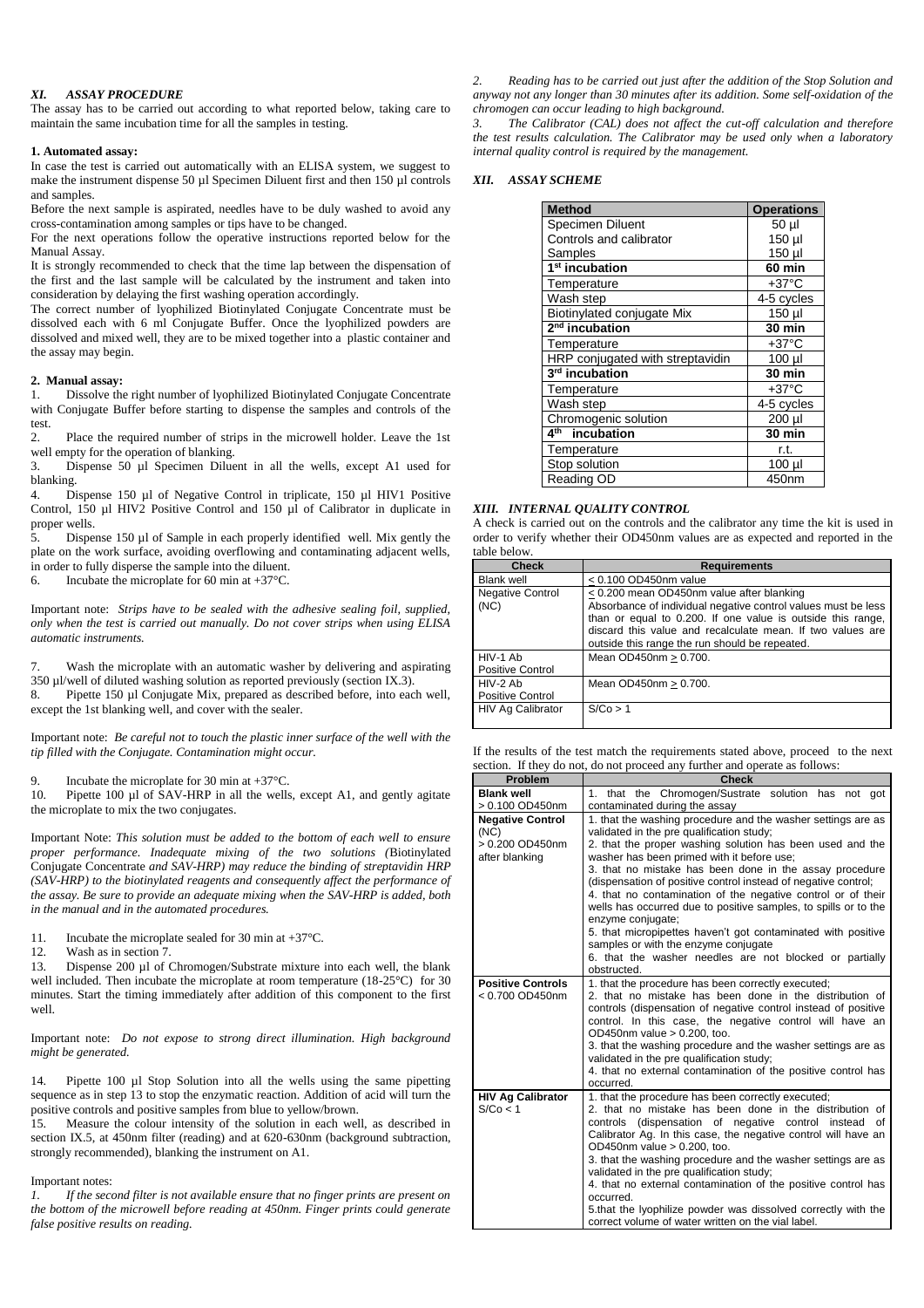### *XI. ASSAY PROCEDURE*

The assay has to be carried out according to what reported below, taking care to maintain the same incubation time for all the samples in testing.

**1. Automated assay:**

In case the test is carried out automatically with an ELISA system, we suggest to make the instrument dispense 50 µl Specimen Diluent first and then 150 µl controls and samples.

Before the next sample is aspirated, needles have to be duly washed to avoid any cross-contamination among samples or tips have to be changed.

For the next operations follow the operative instructions reported below for the Manual Assay.

It is strongly recommended to check that the time lap between the dispensation of the first and the last sample will be calculated by the instrument and taken into consideration by delaying the first washing operation accordingly.

The correct number of lyophilized Biotinylated Conjugate Concentrate must be dissolved each with 6 ml Conjugate Buffer. Once the lyophilized powders are dissolved and mixed well, they are to be mixed together into a plastic container and the assay may begin.

**2. Manual assay:**

1. Dissolve the right number of lyophilized Biotinylated Conjugate Concentrate with Conjugate Buffer before starting to dispense the samples and controls of the test.
2. Place the required number of strips in the microwell holder. Leave the 1st well empty for the operation of blanking.
3. Dispense 50 µl Specimen Diluent in all the wells, except A1 used for blanking.
4. Dispense 150 µl of Negative Control in triplicate, 150 µl HIV1 Positive Control, 150 µl HIV2 Positive Control and 150 µl of Calibrator in duplicate in proper wells.
5. Dispense 150 µl of Sample in each properly identified well. Mix gently the plate on the work surface, avoiding overflowing and contaminating adjacent wells, in order to fully disperse the sample into the diluent.
6. Incubate the microplate for 60 min at +37°C.

Important note: *Strips have to be sealed with the adhesive sealing foil, supplied, only when the test is carried out manually. Do not cover strips when using ELISA automatic instruments.*

7. Wash the microplate with an automatic washer by delivering and aspirating 350 µl/well of diluted washing solution as reported previously (section IX.3).
8. Pipette 150 µl Conjugate Mix, prepared as described before, into each well, except the 1st blanking well, and cover with the sealer.

Important note: *Be careful not to touch the plastic inner surface of the well with the tip filled with the Conjugate. Contamination might occur.*

9. Incubate the microplate for 30 min at +37°C.
10. Pipette 100 µl of SAV-HRP in all the wells, except A1, and gently agitate the microplate to mix the two conjugates.

Important Note: *This solution must be added to the bottom of each well to ensure proper performance. Inadequate mixing of the two solutions (*Biotinylated Conjugate Concentrate *and SAV-HRP) may reduce the binding of streptavidin HRP (SAV-HRP) to the biotinylated reagents and consequently affect the performance of the assay. Be sure to provide an adequate mixing when the SAV-HRP is added, both in the manual and in the automated procedures.*

11. Incubate the microplate sealed for 30 min at +37°C.
12. Wash as in section 7.
13. Dispense 200 µl of Chromogen/Substrate mixture into each well, the blank well included. Then incubate the microplate at room temperature (18-25°C) for 30 minutes. Start the timing immediately after addition of this component to the first well.

Important note: *Do not expose to strong direct illumination. High background might be generated.*

14. Pipette 100 µl Stop Solution into all the wells using the same pipetting sequence as in step 13 to stop the enzymatic reaction. Addition of acid will turn the positive controls and positive samples from blue to yellow/brown.
15. Measure the colour intensity of the solution in each well, as described in section IX.5, at 450nm filter (reading) and at 620-630nm (background subtraction, strongly recommended), blanking the instrument on A1.

Important notes:

1. *If the second filter is not available ensure that no finger prints are present on the bottom of the microwell before reading at 450nm. Finger prints could generate false positive results on reading.*
2. *Reading has to be carried out just after the addition of the Stop Solution and anyway not any longer than 30 minutes after its addition. Some self-oxidation of the chromogen can occur leading to high background.*
3. *The Calibrator (CAL) does not affect the cut-off calculation and therefore the test results calculation. The Calibrator may be used only when a laboratory internal quality control is required by the management.*

### *XII. ASSAY SCHEME*

| **Method** | **Operations** |
|---|---|
| Specimen Diluent | 50 µl |
| Controls and calibrator | 150 µl |
| Samples | 150 µl |
| **1st incubation** | **60 min** |
| Temperature | +37°C |
| Wash step | 4-5 cycles |
| Biotinylated conjugate Mix | 150 µl |
| **2nd incubation** | **30 min** |
| Temperature | +37°C |
| HRP conjugated with streptavidin | 100 µl |
| **3rd incubation** | **30 min** |
| Temperature | +37°C |
| Wash step | 4-5 cycles |
| Chromogenic solution | 200 µl |
| **4th incubation** | **30 min** |
| Temperature | r.t. |
| Stop solution | 100 µl |
| Reading OD | 450nm |

### *XIII. INTERNAL QUALITY CONTROL*

A check is carried out on the controls and the calibrator any time the kit is used in order to verify whether their OD450nm values are as expected and reported in the table below.

| **Check** | **Requirements** |
|---|---|
| Blank well | < 0.100 OD450nm value |
| Negative Control (NC) | < 0.200 mean OD450nm value after blanking<br>Absorbance of individual negative control values must be less than or equal to 0.200. If one value is outside this range, discard this value and recalculate mean. If two values are outside this range the run should be repeated. |
| HIV-1 Ab Positive Control | Mean OD450nm > 0.700. |
| HIV-2 Ab Positive Control | Mean OD450nm > 0.700. |
| HIV Ag Calibrator | S/Co > 1 |

If the results of the test match the requirements stated above, proceed to the next section. If they do not, do not proceed any further and operate as follows:

| **Problem** | **Check** |
|---|---|
| **Blank well** > 0.100 OD450nm | 1. that the Chromogen/Sustrate solution has not got contaminated during the assay |
| **Negative Control** (NC) > 0.200 OD450nm after blanking | 1. that the washing procedure and the washer settings are as validated in the pre qualification study;<br>2. that the proper washing solution has been used and the washer has been primed with it before use;<br>3. that no mistake has been done in the assay procedure (dispensation of positive control instead of negative control;<br>4. that no contamination of the negative control or of their wells has occurred due to positive samples, to spills or to the enzyme conjugate;<br>5. that micropipettes haven't got contaminated with positive samples or with the enzyme conjugate<br>6. that the washer needles are not blocked or partially obstructed. |
| **Positive Controls** < 0.700 OD450nm | 1. that the procedure has been correctly executed;<br>2. that no mistake has been done in the distribution of controls (dispensation of negative control instead of positive control. In this case, the negative control will have an OD450nm value > 0.200, too.<br>3. that the washing procedure and the washer settings are as validated in the pre qualification study;<br>4. that no external contamination of the positive control has occurred. |
| **HIV Ag Calibrator** S/Co < 1 | 1. that the procedure has been correctly executed;<br>2. that no mistake has been done in the distribution of controls (dispensation of negative control instead of Calibrator Ag. In this case, the negative control will have an OD450nm value > 0.200, too.<br>3. that the washing procedure and the washer settings are as validated in the pre qualification study;<br>4. that no external contamination of the positive control has occurred.<br>5.that the lyophilize powder was dissolved correctly with the correct volume of water written on the vial label. |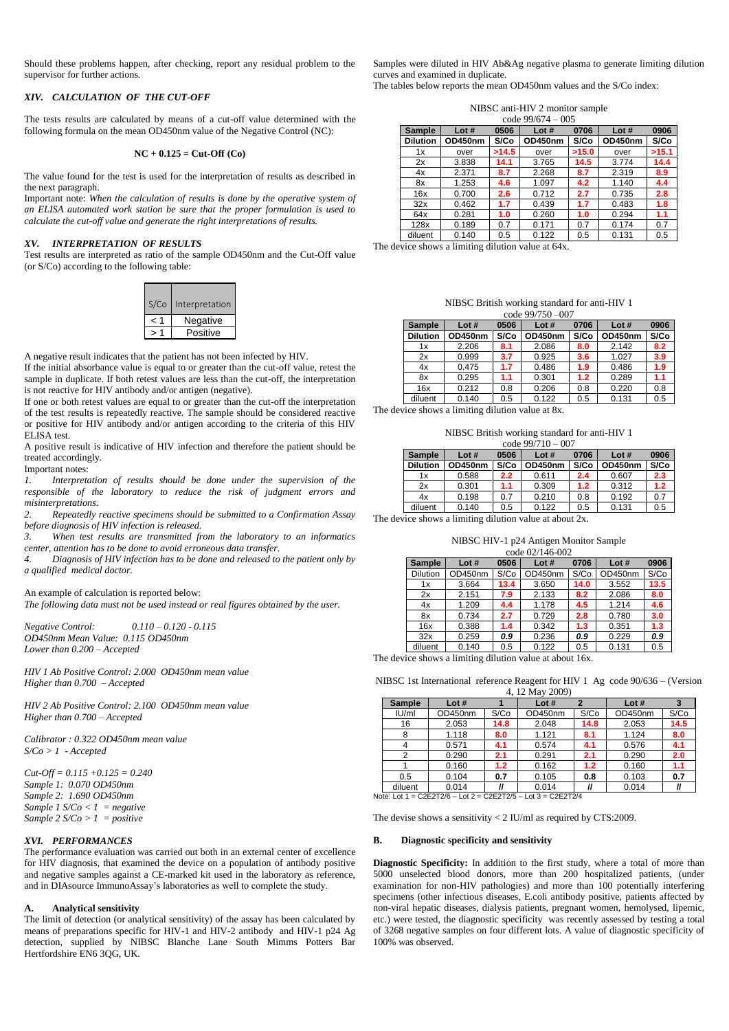Should these problems happen, after checking, report any residual problem to the supervisor for further actions.

### *XIV. CALCULATION OF THE CUT-OFF*

The tests results are calculated by means of a cut-off value determined with the following formula on the mean OD450nm value of the Negative Control (NC):

**NC + 0.125 = Cut-Off (Co)**

The value found for the test is used for the interpretation of results as described in the next paragraph.

Important note: *When the calculation of results is done by the operative system of an ELISA automated work station be sure that the proper formulation is used to calculate the cut-off value and generate the right interpretations of results.*

### *XV. INTERPRETATION OF RESULTS*

Test results are interpreted as ratio of the sample OD450nm and the Cut-Off value (or S/Co) according to the following table:

| S/Co | Interpretation |
|---|---|
| < 1 | Negative |
| > 1 | Positive |

A negative result indicates that the patient has not been infected by HIV.

If the initial absorbance value is equal to or greater than the cut-off value, retest the sample in duplicate. If both retest values are less than the cut-off, the interpretation is not reactive for HIV antibody and/or antigen (negative).

If one or both retest values are equal to or greater than the cut-off the interpretation of the test results is repeatedly reactive. The sample should be considered reactive or positive for HIV antibody and/or antigen according to the criteria of this HIV ELISA test.

A positive result is indicative of HIV infection and therefore the patient should be treated accordingly.

Important notes:

1. *Interpretation of results should be done under the supervision of the responsible of the laboratory to reduce the risk of judgment errors and misinterpretations.*
2. *Repeatedly reactive specimens should be submitted to a Confirmation Assay before diagnosis of HIV infection is released.*
3. *When test results are transmitted from the laboratory to an informatics center, attention has to be done to avoid erroneous data transfer.*
4. *Diagnosis of HIV infection has to be done and released to the patient only by a qualified medical doctor.*

An example of calculation is reported below:

*The following data must not be used instead or real figures obtained by the user.*

*Negative Control: 0.110 – 0.120 - 0.115*
*OD450nm Mean Value: 0.115 OD450nm*
*Lower than 0.200 – Accepted*

*HIV 1 Ab Positive Control: 2.000 OD450nm mean value*
*Higher than 0.700 – Accepted*

*HIV 2 Ab Positive Control: 2.100 OD450nm mean value*
*Higher than 0.700 – Accepted*

*Calibrator : 0.322 OD450nm mean value*
*S/Co > 1 - Accepted*

*Cut-Off = 0.115 +0.125 = 0.240*
*Sample 1: 0.070 OD450nm*
*Sample 2: 1.690 OD450nm*
*Sample 1 S/Co < 1 = negative*
*Sample 2 S/Co > 1 = positive*

### *XVI. PERFORMANCES*

The performance evaluation was carried out both in an external center of excellence for HIV diagnosis, that examined the device on a population of antibody positive and negative samples against a CE-marked kit used in the laboratory as reference, and in DIAsource ImmunoAssay's laboratories as well to complete the study.

#### A. Analytical sensitivity

The limit of detection (or analytical sensitivity) of the assay has been calculated by means of preparations specific for HIV-1 and HIV-2 antibody and HIV-1 p24 Ag detection, supplied by NIBSC Blanche Lane South Mimms Potters Bar Hertfordshire EN6 3QG, UK.

Samples were diluted in HIV Ab&Ag negative plasma to generate limiting dilution curves and examined in duplicate.

The tables below reports the mean OD450nm values and the S/Co index:

NIBSC anti-HIV 2 monitor sample
code 99/674 – 005

| Sample | Lot # | 0506 | Lot # | 0706 | Lot # | 0906 |
|---|---|---|---|---|---|---|
| **Dilution** | **OD450nm** | **S/Co** | **OD450nm** | **S/Co** | **OD450nm** | **S/Co** |
| 1x | over | **>14.5** | over | **>15.0** | over | **>15.1** |
| 2x | 3.838 | **14.1** | 3.765 | **14.5** | 3.774 | **14.4** |
| 4x | 2.371 | **8.7** | 2.268 | **8.7** | 2.319 | **8.9** |
| 8x | 1.253 | **4.6** | 1.097 | **4.2** | 1.140 | **4.4** |
| 16x | 0.700 | **2.6** | 0.712 | **2.7** | 0.735 | **2.8** |
| 32x | 0.462 | **1.7** | 0.439 | **1.7** | 0.483 | **1.8** |
| 64x | 0.281 | **1.0** | 0.260 | **1.0** | 0.294 | **1.1** |
| 128x | 0.189 | 0.7 | 0.171 | 0.7 | 0.174 | 0.7 |
| diluent | 0.140 | 0.5 | 0.122 | 0.5 | 0.131 | 0.5 |

The device shows a limiting dilution value at 64x.

NIBSC British working standard for anti-HIV 1
code 99/750 –007

| Sample | Lot # | 0506 | Lot # | 0706 | Lot # | 0906 |
|---|---|---|---|---|---|---|
| **Dilution** | **OD450nm** | **S/Co** | **OD450nm** | **S/Co** | **OD450nm** | **S/Co** |
| 1x | 2.206 | **8.1** | 2.086 | **8.0** | 2.142 | **8.2** |
| 2x | 0.999 | **3.7** | 0.925 | **3.6** | 1.027 | **3.9** |
| 4x | 0.475 | **1.7** | 0.486 | **1.9** | 0.486 | **1.9** |
| 8x | 0.295 | **1.1** | 0.301 | **1.2** | 0.289 | **1.1** |
| 16x | 0.212 | 0.8 | 0.206 | 0.8 | 0.220 | 0.8 |
| diluent | 0.140 | 0.5 | 0.122 | 0.5 | 0.131 | 0.5 |

The device shows a limiting dilution value at 8x.

NIBSC British working standard for anti-HIV 1
code 99/710 – 007

| Sample | Lot # | 0506 | Lot # | 0706 | Lot # | 0906 |
|---|---|---|---|---|---|---|
| **Dilution** | **OD450nm** | **S/Co** | **OD450nm** | **S/Co** | **OD450nm** | **S/Co** |
| 1x | 0.588 | **2.2** | 0.611 | **2.4** | 0.607 | **2.3** |
| 2x | 0.301 | **1.1** | 0.309 | **1.2** | 0.312 | **1.2** |
| 4x | 0.198 | 0.7 | 0.210 | 0.8 | 0.192 | 0.7 |
| diluent | 0.140 | 0.5 | 0.122 | 0.5 | 0.131 | 0.5 |

The device shows a limiting dilution value at about 2x.

NIBSC HIV-1 p24 Antigen Monitor Sample
code 02/146-002

| Sample | Lot # | 0506 | Lot # | 0706 | Lot # | 0906 |
|---|---|---|---|---|---|---|
| Dilution | OD450nm | S/Co | OD450nm | S/Co | OD450nm | S/Co |
| 1x | 3.664 | **13.4** | 3.650 | **14.0** | 3.552 | **13.5** |
| 2x | 2.151 | **7.9** | 2.133 | **8.2** | 2.086 | **8.0** |
| 4x | 1.209 | **4.4** | 1.178 | **4.5** | 1.214 | **4.6** |
| 8x | 0.734 | **2.7** | 0.729 | **2.8** | 0.780 | **3.0** |
| 16x | 0.388 | **1.4** | 0.342 | **1.3** | 0.351 | **1.3** |
| 32x | 0.259 | ***0.9*** | 0.236 | ***0.9*** | 0.229 | ***0.9*** |
| diluent | 0.140 | 0.5 | 0.122 | 0.5 | 0.131 | 0.5 |

The device shows a limiting dilution value at about 16x.

NIBSC 1st International reference Reagent for HIV 1 Ag code 90/636 – (Version 4, 12 May 2009)

| Sample | Lot # | 1 | Lot # | 2 | Lot # | 3 |
|---|---|---|---|---|---|---|
| IU/ml | OD450nm | S/Co | OD450nm | S/Co | OD450nm | S/Co |
| 16 | 2.053 | **14.8** | 2.048 | **14.8** | 2.053 | **14.5** |
| 8 | 1.118 | **8.0** | 1.121 | **8.1** | 1.124 | **8.0** |
| 4 | 0.571 | **4.1** | 0.574 | **4.1** | 0.576 | **4.1** |
| 2 | 0.290 | **2.1** | 0.291 | **2.1** | 0.290 | **2.0** |
| 1 | 0.160 | **1.2** | 0.162 | **1.2** | 0.160 | **1.1** |
| 0.5 | 0.104 | **0.7** | 0.105 | **0.8** | 0.103 | **0.7** |
| diluent | 0.014 | **//** | 0.014 | **//** | 0.014 | **//** |

Note: Lot 1 = C2E2T2/6 – Lot 2 = C2E2T2/5 – Lot 3 = C2E2T2/4

The devise shows a sensitivity < 2 IU/ml as required by CTS:2009.

#### B. Diagnostic specificity and sensitivity

**Diagnostic Specificity:** In addition to the first study, where a total of more than 5000 unselected blood donors, more than 200 hospitalized patients, (under examination for non-HIV pathologies) and more than 100 potentially interfering specimens (other infectious diseases, E.coli antibody positive, patients affected by non-viral hepatic diseases, dialysis patients, pregnant women, hemolysed, lipemic, etc.) were tested, the diagnostic specificity was recently assessed by testing a total of 3268 negative samples on four different lots. A value of diagnostic specificity of 100% was observed.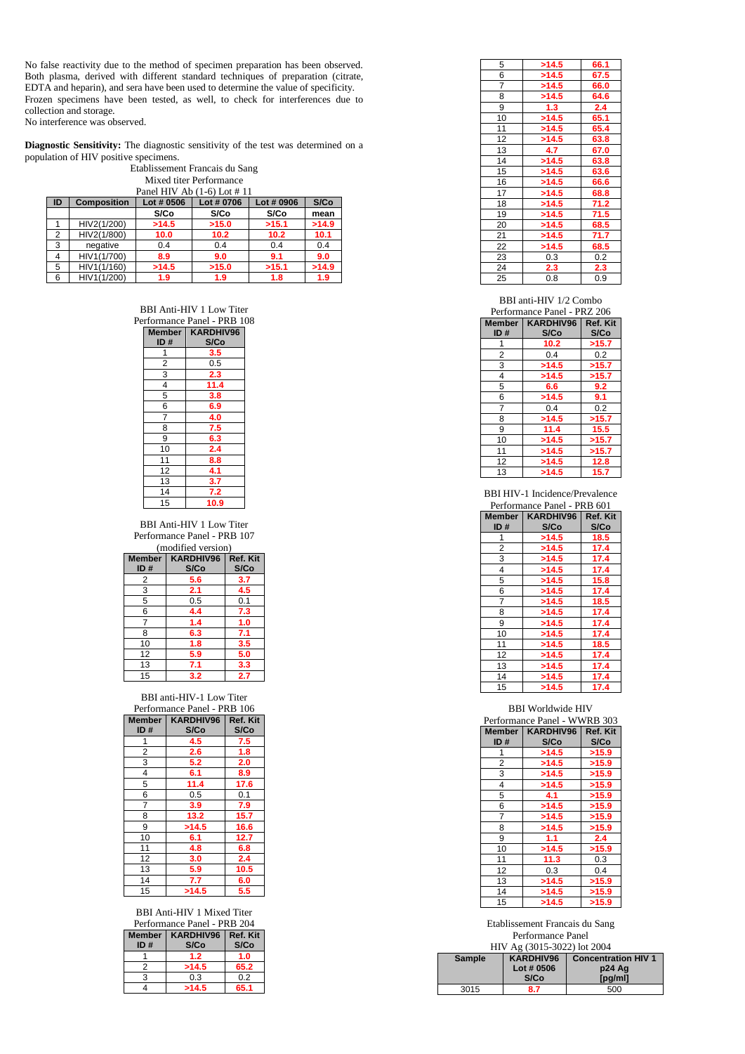No false reactivity due to the method of specimen preparation has been observed. Both plasma, derived with different standard techniques of preparation (citrate, EDTA and heparin), and sera have been used to determine the value of specificity. Frozen specimens have been tested, as well, to check for interferences due to collection and storage.
No interference was observed.

**Diagnostic Sensitivity:** The diagnostic sensitivity of the test was determined on a population of HIV positive specimens.

Etablissement Francais du Sang
Mixed titer Performance
Panel HIV Ab (1-6) Lot # 11

| ID | Composition | Lot # 0506 | Lot # 0706 | Lot # 0906 | S/Co |
|---|---|---|---|---|---|
| | | S/Co | S/Co | S/Co | mean |
| 1 | HIV2(1/200) | >14.5 | >15.0 | >15.1 | >14.9 |
| 2 | HIV2(1/800) | 10.0 | 10.2 | 10.2 | 10.1 |
| 3 | negative | 0.4 | 0.4 | 0.4 | 0.4 |
| 4 | HIV1(1/700) | 8.9 | 9.0 | 9.1 | 9.0 |
| 5 | HIV1(1/160) | >14.5 | >15.0 | >15.1 | >14.9 |
| 6 | HIV1(1/200) | 1.9 | 1.9 | 1.8 | 1.9 |

BBI Anti-HIV 1 Low Titer
Performance Panel - PRB 108

| Member ID # | KARDHIV96 S/Co |
|---|---|
| 1 | 3.5 |
| 2 | 0.5 |
| 3 | 2.3 |
| 4 | 11.4 |
| 5 | 3.8 |
| 6 | 6.9 |
| 7 | 4.0 |
| 8 | 7.5 |
| 9 | 6.3 |
| 10 | 2.4 |
| 11 | 8.8 |
| 12 | 4.1 |
| 13 | 3.7 |
| 14 | 7.2 |
| 15 | 10.9 |

BBI Anti-HIV 1 Low Titer
Performance Panel - PRB 107
(modified version)

| Member ID # | KARDHIV96 S/Co | Ref. Kit S/Co |
|---|---|---|
| 2 | 5.6 | 3.7 |
| 3 | 2.1 | 4.5 |
| 5 | 0.5 | 0.1 |
| 6 | 4.4 | 7.3 |
| 7 | 1.4 | 1.0 |
| 8 | 6.3 | 7.1 |
| 10 | 1.8 | 3.5 |
| 12 | 5.9 | 5.0 |
| 13 | 7.1 | 3.3 |
| 15 | 3.2 | 2.7 |

BBI anti-HIV-1 Low Titer
Performance Panel - PRB 106

| Member ID # | KARDHIV96 S/Co | Ref. Kit S/Co |
|---|---|---|
| 1 | 4.5 | 7.5 |
| 2 | 2.6 | 1.8 |
| 3 | 5.2 | 2.0 |
| 4 | 6.1 | 8.9 |
| 5 | 11.4 | 17.6 |
| 6 | 0.5 | 0.1 |
| 7 | 3.9 | 7.9 |
| 8 | 13.2 | 15.7 |
| 9 | >14.5 | 16.6 |
| 10 | 6.1 | 12.7 |
| 11 | 4.8 | 6.8 |
| 12 | 3.0 | 2.4 |
| 13 | 5.9 | 10.5 |
| 14 | 7.7 | 6.0 |
| 15 | >14.5 | 5.5 |

BBI Anti-HIV 1 Mixed Titer
Performance Panel - PRB 204

| Member ID # | KARDHIV96 S/Co | Ref. Kit S/Co |
|---|---|---|
| 1 | 1.2 | 1.0 |
| 2 | >14.5 | 65.2 |
| 3 | 0.3 | 0.2 |
| 4 | >14.5 | 65.1 |
| 5 | >14.5 | 66.1 |
| 6 | >14.5 | 67.5 |
| 7 | >14.5 | 66.0 |
| 8 | >14.5 | 64.6 |
| 9 | 1.3 | 2.4 |
| 10 | >14.5 | 65.1 |
| 11 | >14.5 | 65.4 |
| 12 | >14.5 | 63.8 |
| 13 | 4.7 | 67.0 |
| 14 | >14.5 | 63.8 |
| 15 | >14.5 | 63.6 |
| 16 | >14.5 | 66.6 |
| 17 | >14.5 | 68.8 |
| 18 | >14.5 | 71.2 |
| 19 | >14.5 | 71.5 |
| 20 | >14.5 | 68.5 |
| 21 | >14.5 | 71.7 |
| 22 | >14.5 | 68.5 |
| 23 | 0.3 | 0.2 |
| 24 | 2.3 | 2.3 |
| 25 | 0.8 | 0.9 |

BBI anti-HIV 1/2 Combo
Performance Panel - PRZ 206

| Member ID # | KARDHIV96 S/Co | Ref. Kit S/Co |
|---|---|---|
| 1 | 10.2 | >15.7 |
| 2 | 0.4 | 0.2 |
| 3 | >14.5 | >15.7 |
| 4 | >14.5 | >15.7 |
| 5 | 6.6 | 9.2 |
| 6 | >14.5 | 9.1 |
| 7 | 0.4 | 0.2 |
| 8 | >14.5 | >15.7 |
| 9 | 11.4 | 15.5 |
| 10 | >14.5 | >15.7 |
| 11 | >14.5 | >15.7 |
| 12 | >14.5 | 12.8 |
| 13 | >14.5 | 15.7 |

BBI HIV-1 Incidence/Prevalence
Performance Panel - PRB 601

| Member ID # | KARDHIV96 S/Co | Ref. Kit S/Co |
|---|---|---|
| 1 | >14.5 | 18.5 |
| 2 | >14.5 | 17.4 |
| 3 | >14.5 | 17.4 |
| 4 | >14.5 | 17.4 |
| 5 | >14.5 | 15.8 |
| 6 | >14.5 | 17.4 |
| 7 | >14.5 | 18.5 |
| 8 | >14.5 | 17.4 |
| 9 | >14.5 | 17.4 |
| 10 | >14.5 | 17.4 |
| 11 | >14.5 | 18.5 |
| 12 | >14.5 | 17.4 |
| 13 | >14.5 | 17.4 |
| 14 | >14.5 | 17.4 |
| 15 | >14.5 | 17.4 |

BBI Worldwide HIV
Performance Panel - WWRB 303

| Member ID # | KARDHIV96 S/Co | Ref. Kit S/Co |
|---|---|---|
| 1 | >14.5 | >15.9 |
| 2 | >14.5 | >15.9 |
| 3 | >14.5 | >15.9 |
| 4 | >14.5 | >15.9 |
| 5 | 4.1 | >15.9 |
| 6 | >14.5 | >15.9 |
| 7 | >14.5 | >15.9 |
| 8 | >14.5 | >15.9 |
| 9 | 1.1 | 2.4 |
| 10 | >14.5 | >15.9 |
| 11 | 11.3 | 0.3 |
| 12 | 0.3 | 0.4 |
| 13 | >14.5 | >15.9 |
| 14 | >14.5 | >15.9 |
| 15 | >14.5 | >15.9 |

Etablissement Francais du Sang
Performance Panel
HIV Ag (3015-3022) lot 2004

| Sample | KARDHIV96 Lot # 0506 S/Co | Concentration HIV 1 p24 Ag [pg/ml] |
|---|---|---|
| 3015 | 8.7 | 500 |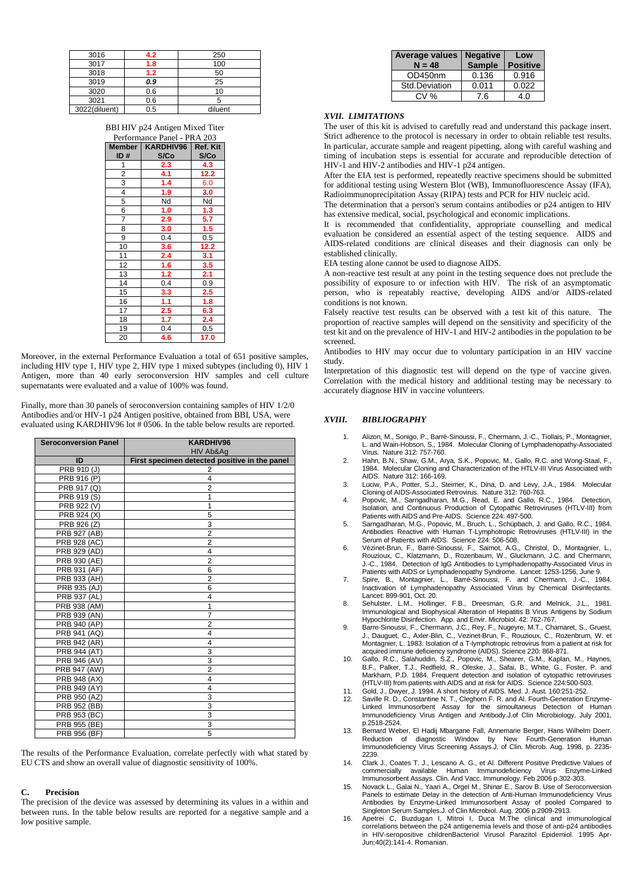| 3016 | **4.2** | 250 |
|---|---|---|
| 3017 | **1.8** | 100 |
| 3018 | **1.2** | 50 |
| 3019 | ***0.9*** | 25 |
| 3020 | 0.6 | 10 |
| 3021 | 0.6 | 5 |
| 3022(diluent) | 0.5 | diluent |

BBI HIV p24 Antigen Mixed Titer Performance Panel - PRA 203

| Member ID # | KARDHIV96 S/Co | Ref. Kit S/Co |
|---|---|---|
| 1 | **2.3** | **4.3** |
| 2 | **4.1** | **12.2** |
| 3 | **1.4** | 6.0 |
| 4 | **1.9** | **3.0** |
| 5 | Nd | Nd |
| 6 | **1.0** | **1.3** |
| 7 | **2.9** | **5.7** |
| 8 | **3.0** | **1.5** |
| 9 | 0.4 | 0.5 |
| 10 | **3.6** | **12.2** |
| 11 | **2.4** | **3.1** |
| 12 | **1.6** | **3.5** |
| 13 | **1.2** | **2.1** |
| 14 | 0.4 | 0.9 |
| 15 | **3.3** | **2.5** |
| 16 | **1.1** | **1.8** |
| 17 | **2.5** | **6.3** |
| 18 | **1.7** | **2.4** |
| 19 | 0.4 | 0.5 |
| 20 | **4.6** | **17.0** |

Moreover, in the external Performance Evaluation a total of 651 positive samples, including HIV type 1, HIV type 2, HIV type 1 mixed subtypes (including 0), HIV 1 Antigen, more than 40 early seroconversion HIV samples and cell culture supernatants were evaluated and a value of 100% was found.

Finally, more than 30 panels of seroconversion containing samples of HIV 1/2/0 Antibodies and/or HIV-1 p24 Antigen positive, obtained from BBI, USA, were evaluated using KARDHIV96 lot # 0506. In the table below results are reported.

| Seroconversion Panel | KARDHIV96 HIV Ab&Ag |
|---|---|
| **ID** | **First specimen detected positive in the panel** |
| PRB 910 (J) | 2 |
| PRB 916 (P) | 4 |
| PRB 917 (Q) | 2 |
| PRB 919 (S) | 1 |
| PRB 922 (V) | 1 |
| PRB 924 (X) | 5 |
| PRB 926 (Z) | 3 |
| PRB 927 (AB) | 2 |
| PRB 928 (AC) | 2 |
| PRB 929 (AD) | 4 |
| PRB 930 (AE) | 2 |
| PRB 931 (AF) | 6 |
| PRB 933 (AH) | 2 |
| PRB 935 (AJ) | 6 |
| PRB 937 (AL) | 4 |
| PRB 938 (AM) | 1 |
| PRB 939 (AN) | 7 |
| PRB 940 (AP) | 2 |
| PRB 941 (AQ) | 4 |
| PRB 942 (AR) | 4 |
| PRB 944 (AT) | 3 |
| PRB 946 (AV) | 3 |
| PRB 947 (AW) | 2 |
| PRB 948 (AX) | 4 |
| PRB 949 (AY) | 4 |
| PRB 950 (AZ) | 3 |
| PRB 952 (BB) | 3 |
| PRB 953 (BC) | 3 |
| PRB 955 (BE) | 3 |
| PRB 956 (BF) | 5 |

The results of the Performance Evaluation, correlate perfectly with what stated by EU CTS and show an overall value of diagnostic sensitivity of 100%.

### C. Precision

The precision of the device was assessed by determining its values in a within and between runs. In the table below results are reported for a negative sample and a low positive sample.

| Average values N = 48 | Negative Sample | Low Positive |
|---|---|---|
| OD450nm | 0.136 | 0.916 |
| Std.Deviation | 0.011 | 0.022 |
| CV % | 7.6 | 4.0 |

## *XVII. LIMITATIONS*

The user of this kit is advised to carefully read and understand this package insert. Strict adherence to the protocol is necessary in order to obtain reliable test results. In particular, accurate sample and reagent pipetting, along with careful washing and timing of incubation steps is essential for accurate and reproducible detection of HIV-1 and HIV-2 antibodies and HIV-1 p24 antigen.

After the EIA test is performed, repeatedly reactive specimens should be submitted for additional testing using Western Blot (WB), Immunofluorescence Assay (IFA), Radioimmunoprecipitation Assay (RIPA) tests and PCR for HIV nucleic acid.

The determination that a person's serum contains antibodies or p24 antigen to HIV has extensive medical, social, psychological and economic implications.

It is recommended that confidentiality, appropriate counselling and medical evaluation be considered an essential aspect of the testing sequence. AIDS and AIDS-related conditions are clinical diseases and their diagnosis can only be established clinically.

EIA testing alone cannot be used to diagnose AIDS.

A non-reactive test result at any point in the testing sequence does not preclude the possibility of exposure to or infection with HIV. The risk of an asymptomatic person, who is repeatably reactive, developing AIDS and/or AIDS-related conditions is not known.

Falsely reactive test results can be observed with a test kit of this nature. The proportion of reactive samples will depend on the sensitivity and specificity of the test kit and on the prevalence of HIV-1 and HIV-2 antibodies in the population to be screened.

Antibodies to HIV may occur due to voluntary participation in an HIV vaccine study.

Interpretation of this diagnostic test will depend on the type of vaccine given. Correlation with the medical history and additional testing may be necessary to accurately diagnose HIV in vaccine volunteers.

## *XVIII. BIBLIOGRAPHY*

1. Alizon, M., Sonigo, P., Barré-Sinoussi, F., Chermann, J.-C., Tiollais, P., Montagnier, L. and Wain-Hobson, S., 1984. Molecular Cloning of Lymphadenopathy-Associated Virus. Nature 312: 757-760.
2. Hahn, B.N., Shaw, G.M., Arya, S.K., Popovic, M., Gallo, R.C. and Wong-Staal, F., 1984. Molecular Cloning and Characterization of the HTLV-III Virus Associated with AIDS. Nature 312: 166-169.
3. Luciw, P.A., Potter, S.J., Steimer, K., Dina, D. and Levy, J.A., 1984. Molecular Cloning of AIDS-Associated Retrovirus. Nature 312: 760-763.
4. Popovic, M., Sarngadharan, M.G., Read, E. and Gallo, R.C., 1984. Detection, Isolation, and Continuous Production of Cytopathic Retroviruses (HTLV-III) from Patients with AIDS and Pre-AIDS. Science 224: 497-500.
5. Sarngadharan, M.G., Popovic, M., Bruch, L., Schüpbach, J. and Gallo, R.C., 1984. Antibodies Reactive with Human T-Lymphotropic Retroviruses (HTLV-III) in the Serum of Patients with AIDS. Science 224: 506-508.
6. Vézinet-Brun, F., Barré-Sinoussi, F., Saimot, A.G., Christol, D., Montagnier, L., Rouzioux, C., Klatzmann, D., Rozenbaum, W., Gluckmann, J.C. and Chermann, J.-C., 1984. Detection of IgG Antibodies to Lymphadenopathy-Associated Virus in Patients with AIDS or Lymphadenopathy Syndrome. Lancet: 1253-1256, June 9.
7. Spire, B., Montagnier, L., Barré-Sinoussi, F. and Chermann, J.-C., 1984. Inactivation of Lymphadenopathy Associated Virus by Chemical Disinfectants. Lancet: 899-901, Oct. 20.
8. Sehulster, L.M., Hollinger, F.B., Dreesman, G.R. and Melnick, J.L., 1981. Immunological and Biophysical Alteration of Hepatitis B Virus Antigens by Sodium Hypochlorite Disinfection. App. and Envir. Microbiol. 42: 762-767.
9. Barre-Sinoussi, F., Chermann, J.C., Rey, F., Nugeyre, M.T., Chamaret, S., Gruest, J., Dauguet, C., Axler-Blin, C., Vezinet-Brun, F., Rouzioux, C., Rozenbrum, W. et Montagnier, L. 1983. Isolation of a T-lymphotropic retrovirus from a patient at risk for acquired immune deficiency syndrome (AIDS). Science 220: 868-871.
10. Gallo, R.C., Salahuddin, S.Z., Popovic, M., Shearer, G.M., Kaplan, M., Haynes, B.F., Palker, T.J., Redfield, R., Oleske, J., Safai, B., White, G., Foster, P. and Markham, P.D. 1984. Frequent detection and isolation of cytopathic retroviruses (HTLV-III) from patients with AIDS and at risk for AIDS. Science 224:500-503.
11. Gold, J., Dwyer, J. 1994. A short history of AIDS. Med. J. Aust. 160:251-252.
12. Saville R. D., Constantine N. T., Cleghorn F. R. and Al. Fourth-Generation Enzyme-Linked Immunosorbent Assay for the simoultaneus Detection of Human Immunodeficiency Virus Antigen and Antibody.J.of Clin Microbiology, July 2001, p.2518-2524.
13. Bernard Weber, El Hadij Mbargane Fall, Annemarie Berger, Hans Wilhelm Doerr. Reduction of diagnostic Window by New Fourth-Generation Human Immunodeficiency Virus Screening Assays.J. of Clin. Microb. Aug. 1998, p. 2235-2239.
14. Clark J., Coates T. J., Lescano A. G., et Al. Different Positive Predictive Values of commercially available Human Immunodeficiency Virus Enzyme-Linked Immunosorbent Assays. Clin. And Vacc. Immunology. Feb 2006 p.302-303.
15. Novack L., Galai N., Yaari A., Orgel M., Shinar E., Sarov B. Use of Seroconversion Panels to estimate Delay in the detection of Anti-Human Immunodeficiency Virus Antibodies by Enzyme-Linked Immunosorbent Assay of pooled Compared to Singleton Serum Samples.J. of Clin Microbiol. Aug. 2006 p.2909-2913.
16. Apetrei C, Buzdugan I, Mitroi I, Duca M.The clinical and immunological correlations between the p24 antigenemia levels and those of anti-p24 antibodies in HIV-seropositive childrenBacteriol Virusol Parazitol Epidemiol. 1995 Apr-Jun;40(2):141-4. Romanian.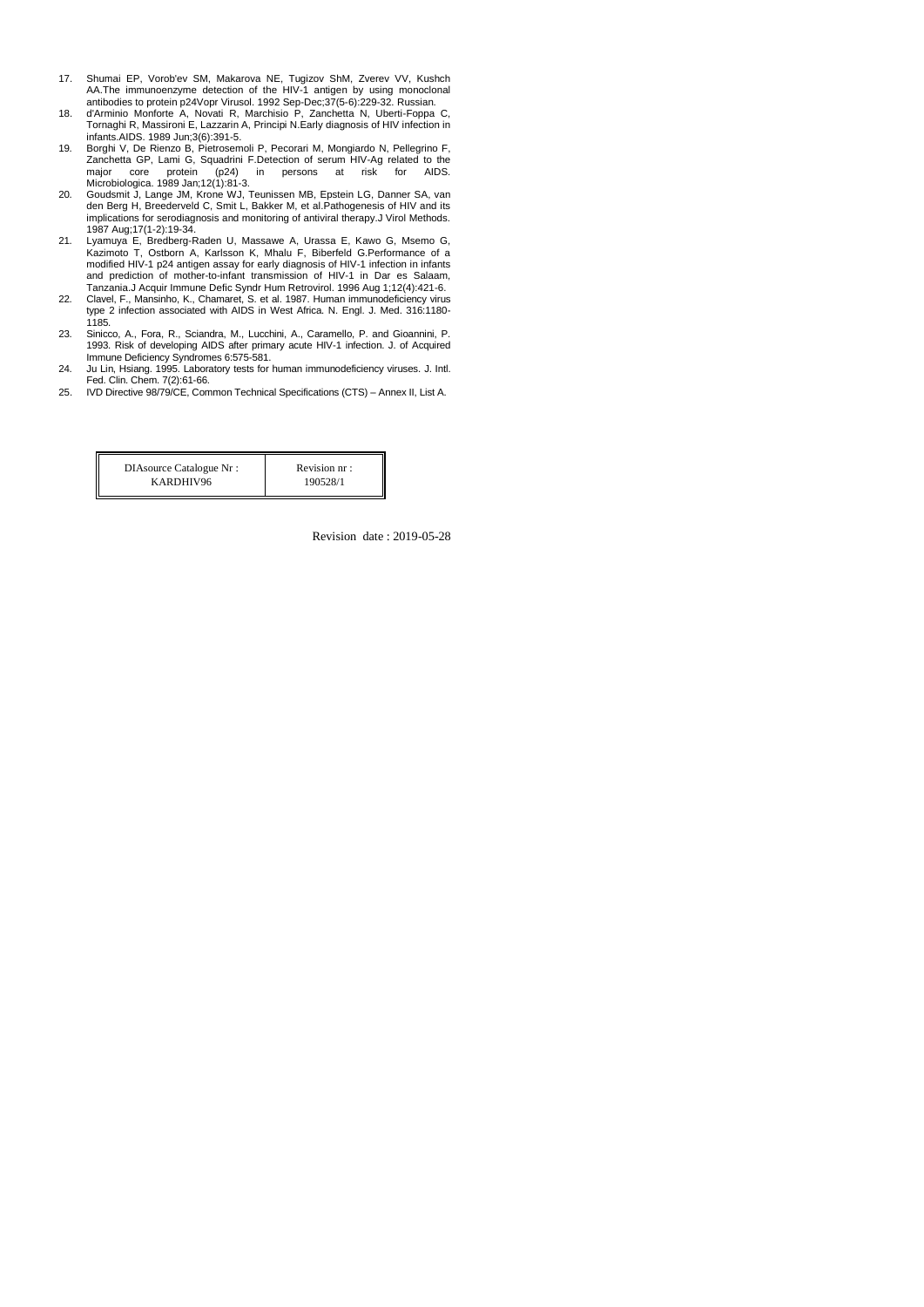17. Shumai EP, Vorob'ev SM, Makarova NE, Tugizov ShM, Zverev VV, Kushch AA.The immunoenzyme detection of the HIV-1 antigen by using monoclonal antibodies to protein p24Vopr Virusol. 1992 Sep-Dec;37(5-6):229-32. Russian.
18. d'Arminio Monforte A, Novati R, Marchisio P, Zanchetta N, Uberti-Foppa C, Tornaghi R, Massironi E, Lazzarin A, Principi N.Early diagnosis of HIV infection in infants.AIDS. 1989 Jun;3(6):391-5.
19. Borghi V, De Rienzo B, Pietrosemoli P, Pecorari M, Mongiardo N, Pellegrino F, Zanchetta GP, Lami G, Squadrini F.Detection of serum HIV-Ag related to the major core protein (p24) in persons at risk for AIDS. Microbiologica. 1989 Jan;12(1):81-3.
20. Goudsmit J, Lange JM, Krone WJ, Teunissen MB, Epstein LG, Danner SA, van den Berg H, Breederveld C, Smit L, Bakker M, et al.Pathogenesis of HIV and its implications for serodiagnosis and monitoring of antiviral therapy.J Virol Methods. 1987 Aug;17(1-2):19-34.
21. Lyamuya E, Bredberg-Raden U, Massawe A, Urassa E, Kawo G, Msemo G, Kazimoto T, Ostborn A, Karlsson K, Mhalu F, Biberfeld G.Performance of a modified HIV-1 p24 antigen assay for early diagnosis of HIV-1 infection in infants and prediction of mother-to-infant transmission of HIV-1 in Dar es Salaam, Tanzania.J Acquir Immune Defic Syndr Hum Retrovirol. 1996 Aug 1;12(4):421-6.
22. Clavel, F., Mansinho, K., Chamaret, S. et al. 1987. Human immunodeficiency virus type 2 infection associated with AIDS in West Africa. N. Engl. J. Med. 316:1180-1185.
23. Sinicco, A., Fora, R., Sciandra, M., Lucchini, A., Caramello, P. and Gioannini, P. 1993. Risk of developing AIDS after primary acute HIV-1 infection. J. of Acquired Immune Deficiency Syndromes 6:575-581.
24. Ju Lin, Hsiang. 1995. Laboratory tests for human immunodeficiency viruses. J. Intl. Fed. Clin. Chem. 7(2):61-66.
25. IVD Directive 98/79/CE, Common Technical Specifications (CTS) – Annex II, List A.

| DIAsource Catalogue Nr : KARDHIV96 | Revision nr : 190528/1 |
| --- | --- |

Revision date : 2019-05-28